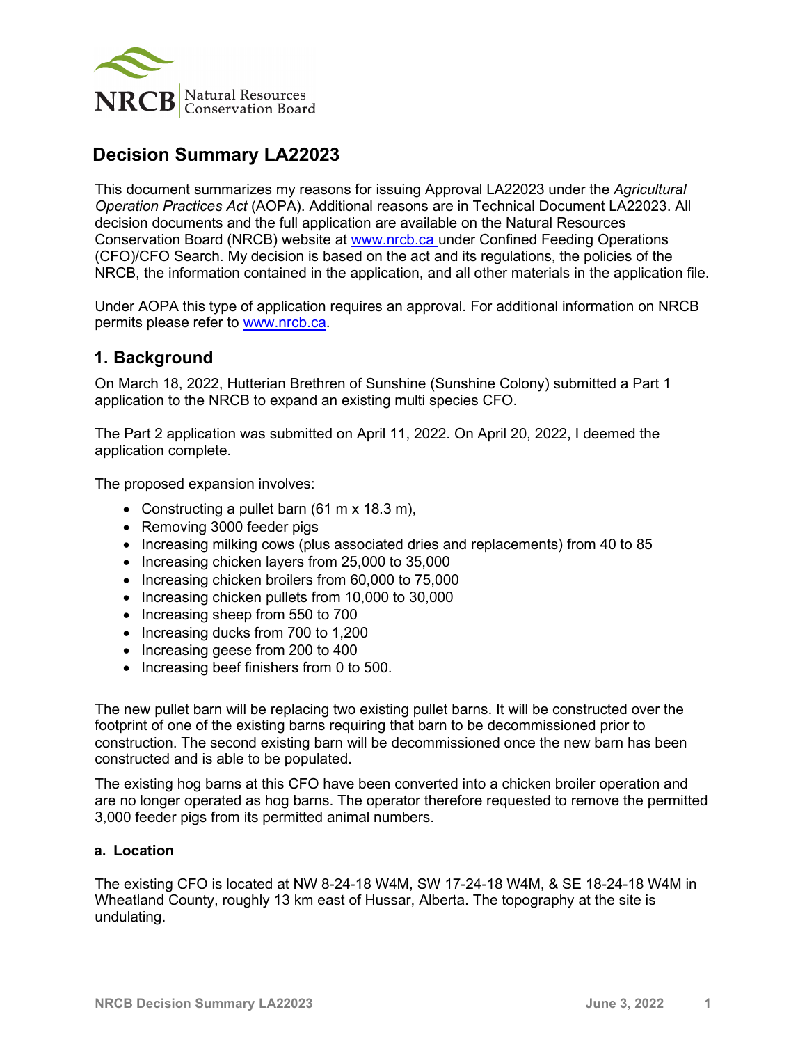# Decision Summary LA22023

This document summarizes my reasons for issuing Approval LA22023 under the *Agricultural Operation Practices Act* (AOPA). Additional reasons are in Technical Document LA22023. All decision documents and the full application are available on the Natural Resources Conservation Board (NRCB) website at [www.nrcb.ca](www.nrcb.ca) under Confined Feeding Operations (CFO)/CFO Search. My decision is based on the act and its regulations, the policies of the NRCB, the information contained in the application, and all other materials in the application file.

Under AOPA this type of application requires an approval. For additional information on NRCB permits please refer to [www.nrcb.ca](www.nrcb.ca).

## 1. Background

On March 18, 2022, Hutterian Brethren of Sunshine (Sunshine Colony) submitted a Part 1 application to the NRCB to expand an existing multi species CFO.

The Part 2 application was submitted on April 11, 2022. On April 20, 2022, I deemed the application complete.

The proposed expansion involves:

- Constructing a pullet barn (61 m x 18.3 m),
- Removing 3000 feeder pigs
- Increasing milking cows (plus associated dries and replacements) from 40 to 85
- Increasing chicken layers from 25,000 to 35,000
- Increasing chicken broilers from 60,000 to 75,000
- Increasing chicken pullets from 10,000 to 30,000
- Increasing sheep from 550 to 700
- Increasing ducks from 700 to 1,200
- Increasing geese from 200 to 400
- Increasing beef finishers from 0 to 500.

The new pullet barn will be replacing two existing pullet barns. It will be constructed over the footprint of one of the existing barns requiring that barn to be decommissioned prior to construction. The second existing barn will be decommissioned once the new barn has been constructed and is able to be populated.

The existing hog barns at this CFO have been converted into a chicken broiler operation and are no longer operated as hog barns. The operator therefore requested to remove the permitted 3,000 feeder pigs from its permitted animal numbers.

### a. Location

The existing CFO is located at NW 8-24-18 W4M, SW 17-24-18 W4M, & SE 18-24-18 W4M in Wheatland County, roughly 13 km east of Hussar, Alberta. The topography at the site is undulating.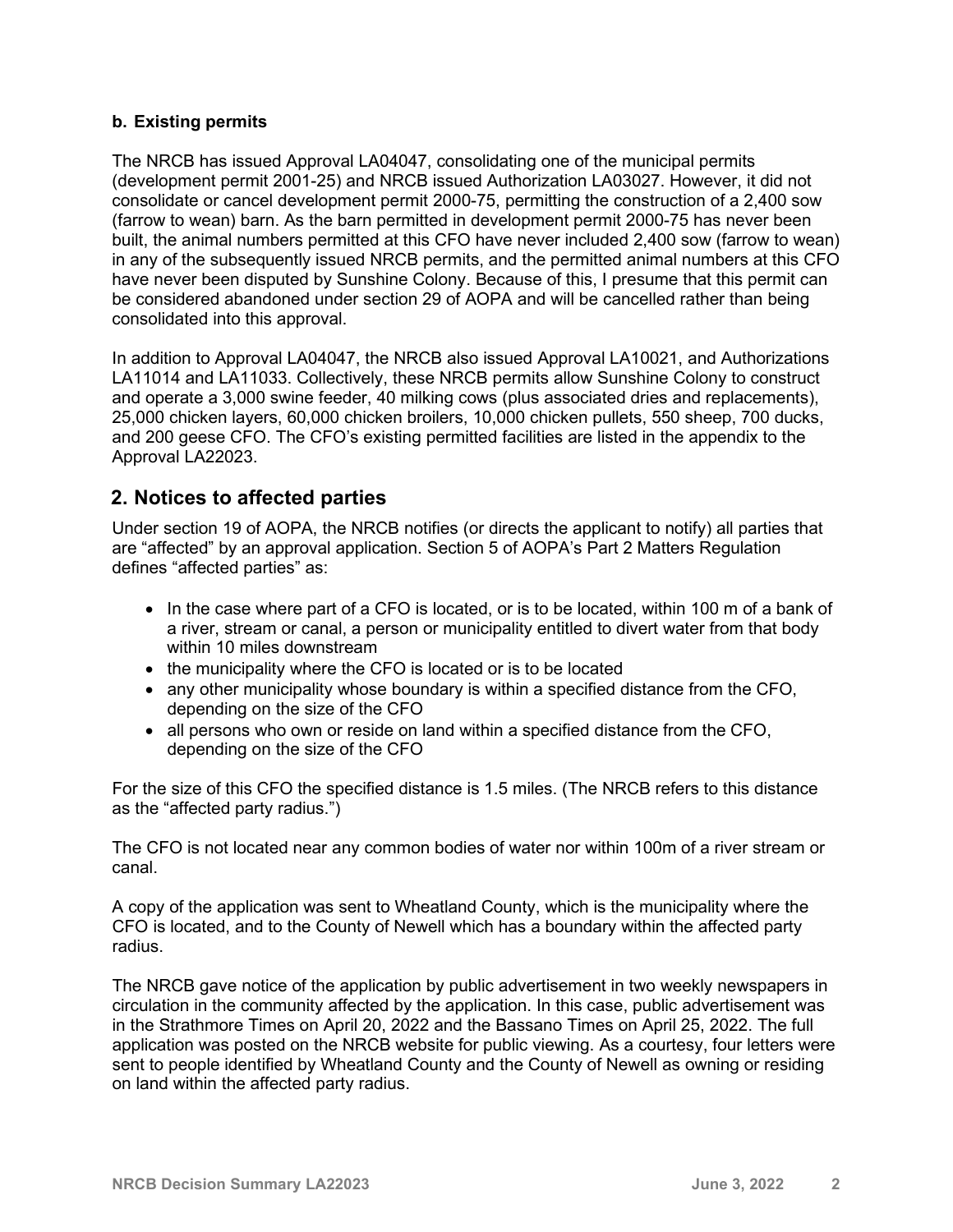**b. Existing permits**

The NRCB has issued Approval LA04047, consolidating one of the municipal permits (development permit 2001-25) and NRCB issued Authorization LA03027. However, it did not consolidate or cancel development permit 2000-75, permitting the construction of a 2,400 sow (farrow to wean) barn. As the barn permitted in development permit 2000-75 has never been built, the animal numbers permitted at this CFO have never included 2,400 sow (farrow to wean) in any of the subsequently issued NRCB permits, and the permitted animal numbers at this CFO have never been disputed by Sunshine Colony. Because of this, I presume that this permit can be considered abandoned under section 29 of AOPA and will be cancelled rather than being consolidated into this approval.

In addition to Approval LA04047, the NRCB also issued Approval LA10021, and Authorizations LA11014 and LA11033. Collectively, these NRCB permits allow Sunshine Colony to construct and operate a 3,000 swine feeder, 40 milking cows (plus associated dries and replacements), 25,000 chicken layers, 60,000 chicken broilers, 10,000 chicken pullets, 550 sheep, 700 ducks, and 200 geese CFO. The CFO's existing permitted facilities are listed in the appendix to the Approval LA22023.

## 2. Notices to affected parties

Under section 19 of AOPA, the NRCB notifies (or directs the applicant to notify) all parties that are "affected" by an approval application. Section 5 of AOPA's Part 2 Matters Regulation defines "affected parties" as:

- In the case where part of a CFO is located, or is to be located, within 100 m of a bank of a river, stream or canal, a person or municipality entitled to divert water from that body within 10 miles downstream
- the municipality where the CFO is located or is to be located
- any other municipality whose boundary is within a specified distance from the CFO, depending on the size of the CFO
- all persons who own or reside on land within a specified distance from the CFO, depending on the size of the CFO

For the size of this CFO the specified distance is 1.5 miles. (The NRCB refers to this distance as the "affected party radius.")

The CFO is not located near any common bodies of water nor within 100m of a river stream or canal.

A copy of the application was sent to Wheatland County, which is the municipality where the CFO is located, and to the County of Newell which has a boundary within the affected party radius.

The NRCB gave notice of the application by public advertisement in two weekly newspapers in circulation in the community affected by the application. In this case, public advertisement was in the Strathmore Times on April 20, 2022 and the Bassano Times on April 25, 2022. The full application was posted on the NRCB website for public viewing. As a courtesy, four letters were sent to people identified by Wheatland County and the County of Newell as owning or residing on land within the affected party radius.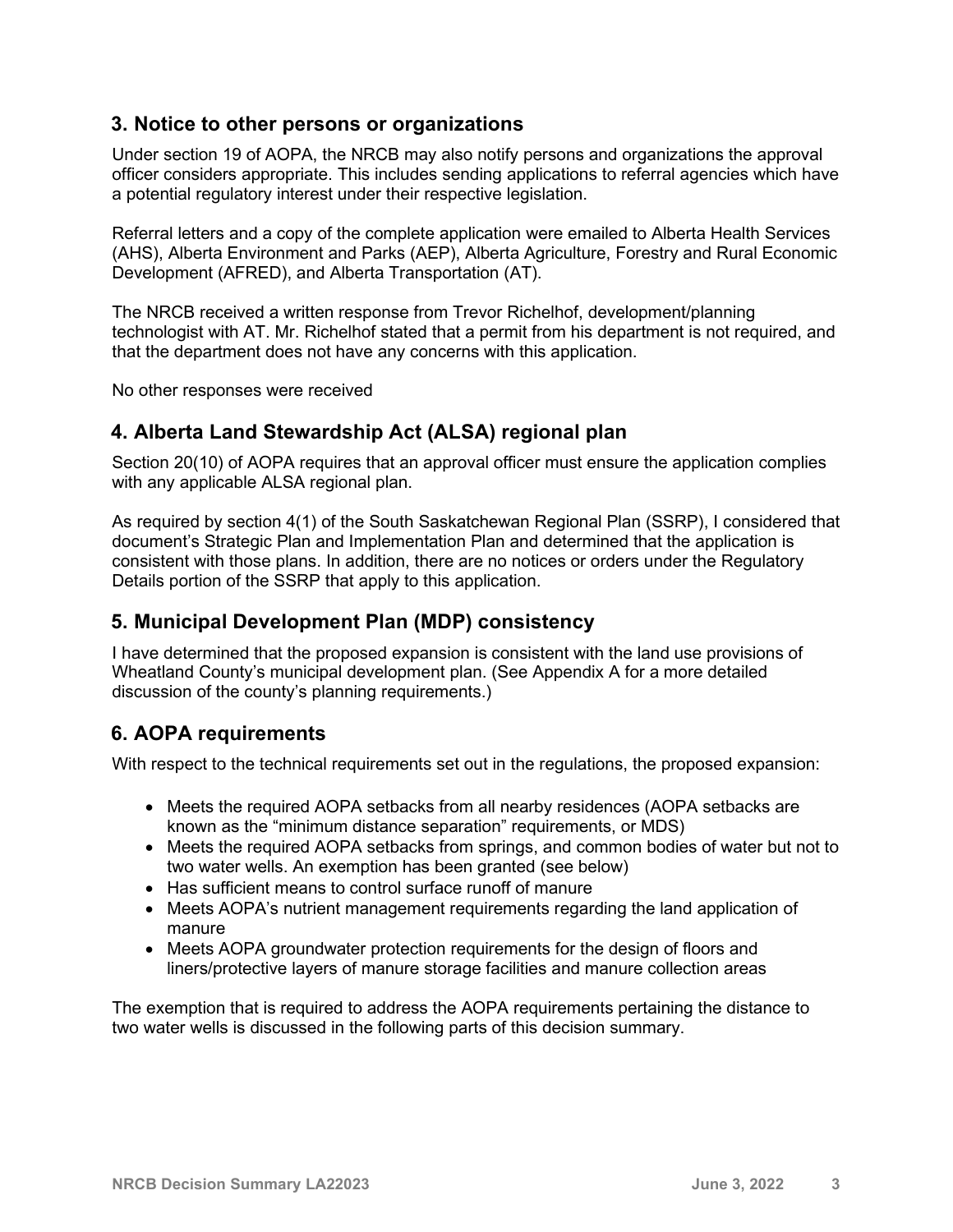## 3. Notice to other persons or organizations

Under section 19 of AOPA, the NRCB may also notify persons and organizations the approval officer considers appropriate. This includes sending applications to referral agencies which have a potential regulatory interest under their respective legislation.

Referral letters and a copy of the complete application were emailed to Alberta Health Services (AHS), Alberta Environment and Parks (AEP), Alberta Agriculture, Forestry and Rural Economic Development (AFRED), and Alberta Transportation (AT).

The NRCB received a written response from Trevor Richelhof, development/planning technologist with AT. Mr. Richelhof stated that a permit from his department is not required, and that the department does not have any concerns with this application.

No other responses were received

## 4. Alberta Land Stewardship Act (ALSA) regional plan

Section 20(10) of AOPA requires that an approval officer must ensure the application complies with any applicable ALSA regional plan.

As required by section 4(1) of the South Saskatchewan Regional Plan (SSRP), I considered that document's Strategic Plan and Implementation Plan and determined that the application is consistent with those plans. In addition, there are no notices or orders under the Regulatory Details portion of the SSRP that apply to this application.

## 5. Municipal Development Plan (MDP) consistency

I have determined that the proposed expansion is consistent with the land use provisions of Wheatland County's municipal development plan. (See Appendix A for a more detailed discussion of the county's planning requirements.)

## 6. AOPA requirements

With respect to the technical requirements set out in the regulations, the proposed expansion:

- Meets the required AOPA setbacks from all nearby residences (AOPA setbacks are known as the "minimum distance separation" requirements, or MDS)
- Meets the required AOPA setbacks from springs, and common bodies of water but not to two water wells. An exemption has been granted (see below)
- Has sufficient means to control surface runoff of manure
- Meets AOPA's nutrient management requirements regarding the land application of manure
- Meets AOPA groundwater protection requirements for the design of floors and liners/protective layers of manure storage facilities and manure collection areas

The exemption that is required to address the AOPA requirements pertaining the distance to two water wells is discussed in the following parts of this decision summary.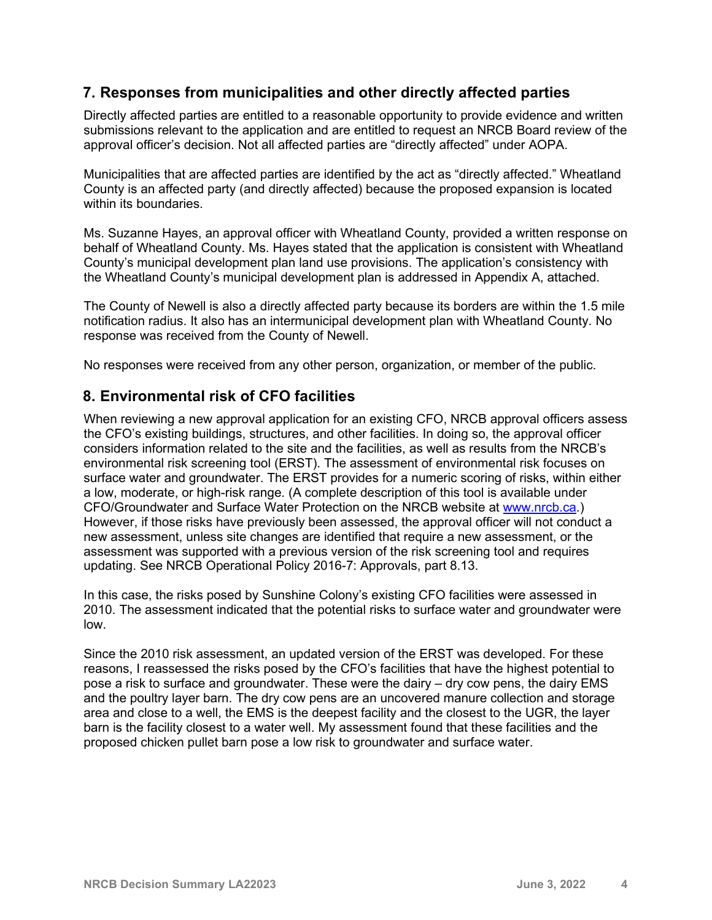## 7. Responses from municipalities and other directly affected parties

Directly affected parties are entitled to a reasonable opportunity to provide evidence and written submissions relevant to the application and are entitled to request an NRCB Board review of the approval officer's decision. Not all affected parties are "directly affected" under AOPA.

Municipalities that are affected parties are identified by the act as "directly affected." Wheatland County is an affected party (and directly affected) because the proposed expansion is located within its boundaries.

Ms. Suzanne Hayes, an approval officer with Wheatland County, provided a written response on behalf of Wheatland County. Ms. Hayes stated that the application is consistent with Wheatland County's municipal development plan land use provisions. The application's consistency with the Wheatland County's municipal development plan is addressed in Appendix A, attached.

The County of Newell is also a directly affected party because its borders are within the 1.5 mile notification radius. It also has an intermunicipal development plan with Wheatland County. No response was received from the County of Newell.

No responses were received from any other person, organization, or member of the public.

## 8. Environmental risk of CFO facilities

When reviewing a new approval application for an existing CFO, NRCB approval officers assess the CFO's existing buildings, structures, and other facilities. In doing so, the approval officer considers information related to the site and the facilities, as well as results from the NRCB's environmental risk screening tool (ERST). The assessment of environmental risk focuses on surface water and groundwater. The ERST provides for a numeric scoring of risks, within either a low, moderate, or high-risk range. (A complete description of this tool is available under CFO/Groundwater and Surface Water Protection on the NRCB website at [www.nrcb.ca](www.nrcb.ca).) However, if those risks have previously been assessed, the approval officer will not conduct a new assessment, unless site changes are identified that require a new assessment, or the assessment was supported with a previous version of the risk screening tool and requires updating. See NRCB Operational Policy 2016-7: Approvals, part 8.13.

In this case, the risks posed by Sunshine Colony's existing CFO facilities were assessed in 2010. The assessment indicated that the potential risks to surface water and groundwater were low.

Since the 2010 risk assessment, an updated version of the ERST was developed. For these reasons, I reassessed the risks posed by the CFO's facilities that have the highest potential to pose a risk to surface and groundwater. These were the dairy – dry cow pens, the dairy EMS and the poultry layer barn. The dry cow pens are an uncovered manure collection and storage area and close to a well, the EMS is the deepest facility and the closest to the UGR, the layer barn is the facility closest to a water well. My assessment found that these facilities and the proposed chicken pullet barn pose a low risk to groundwater and surface water.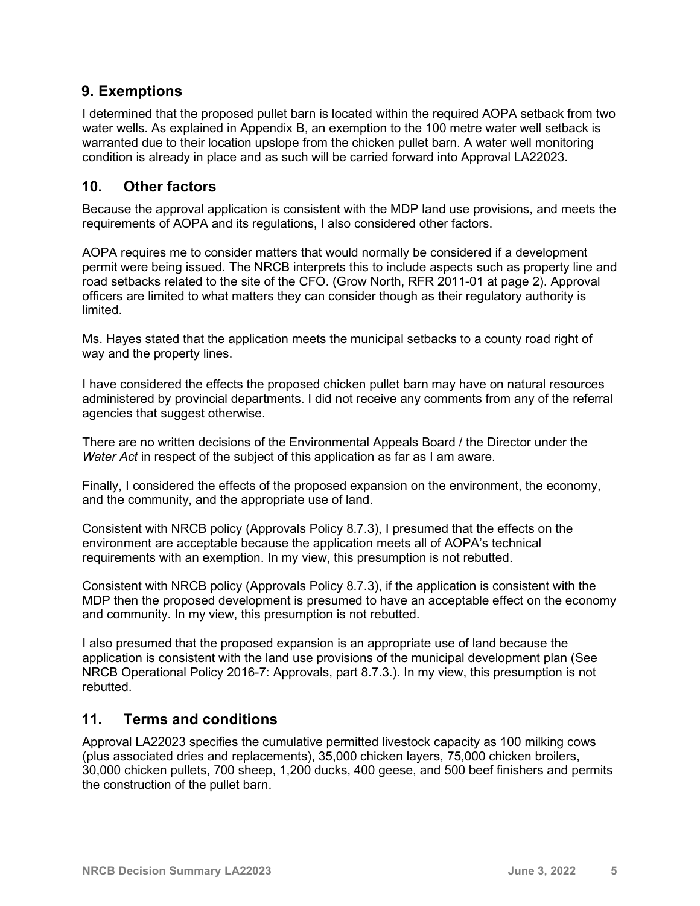## 9. Exemptions

I determined that the proposed pullet barn is located within the required AOPA setback from two water wells. As explained in Appendix B, an exemption to the 100 metre water well setback is warranted due to their location upslope from the chicken pullet barn. A water well monitoring condition is already in place and as such will be carried forward into Approval LA22023.

## 10. Other factors

Because the approval application is consistent with the MDP land use provisions, and meets the requirements of AOPA and its regulations, I also considered other factors.

AOPA requires me to consider matters that would normally be considered if a development permit were being issued. The NRCB interprets this to include aspects such as property line and road setbacks related to the site of the CFO. (Grow North, RFR 2011-01 at page 2). Approval officers are limited to what matters they can consider though as their regulatory authority is limited.

Ms. Hayes stated that the application meets the municipal setbacks to a county road right of way and the property lines.

I have considered the effects the proposed chicken pullet barn may have on natural resources administered by provincial departments. I did not receive any comments from any of the referral agencies that suggest otherwise.

There are no written decisions of the Environmental Appeals Board / the Director under the *Water Act* in respect of the subject of this application as far as I am aware.

Finally, I considered the effects of the proposed expansion on the environment, the economy, and the community, and the appropriate use of land.

Consistent with NRCB policy (Approvals Policy 8.7.3), I presumed that the effects on the environment are acceptable because the application meets all of AOPA's technical requirements with an exemption. In my view, this presumption is not rebutted.

Consistent with NRCB policy (Approvals Policy 8.7.3), if the application is consistent with the MDP then the proposed development is presumed to have an acceptable effect on the economy and community. In my view, this presumption is not rebutted.

I also presumed that the proposed expansion is an appropriate use of land because the application is consistent with the land use provisions of the municipal development plan (See NRCB Operational Policy 2016-7: Approvals, part 8.7.3.). In my view, this presumption is not rebutted.

## 11. Terms and conditions

Approval LA22023 specifies the cumulative permitted livestock capacity as 100 milking cows (plus associated dries and replacements), 35,000 chicken layers, 75,000 chicken broilers, 30,000 chicken pullets, 700 sheep, 1,200 ducks, 400 geese, and 500 beef finishers and permits the construction of the pullet barn.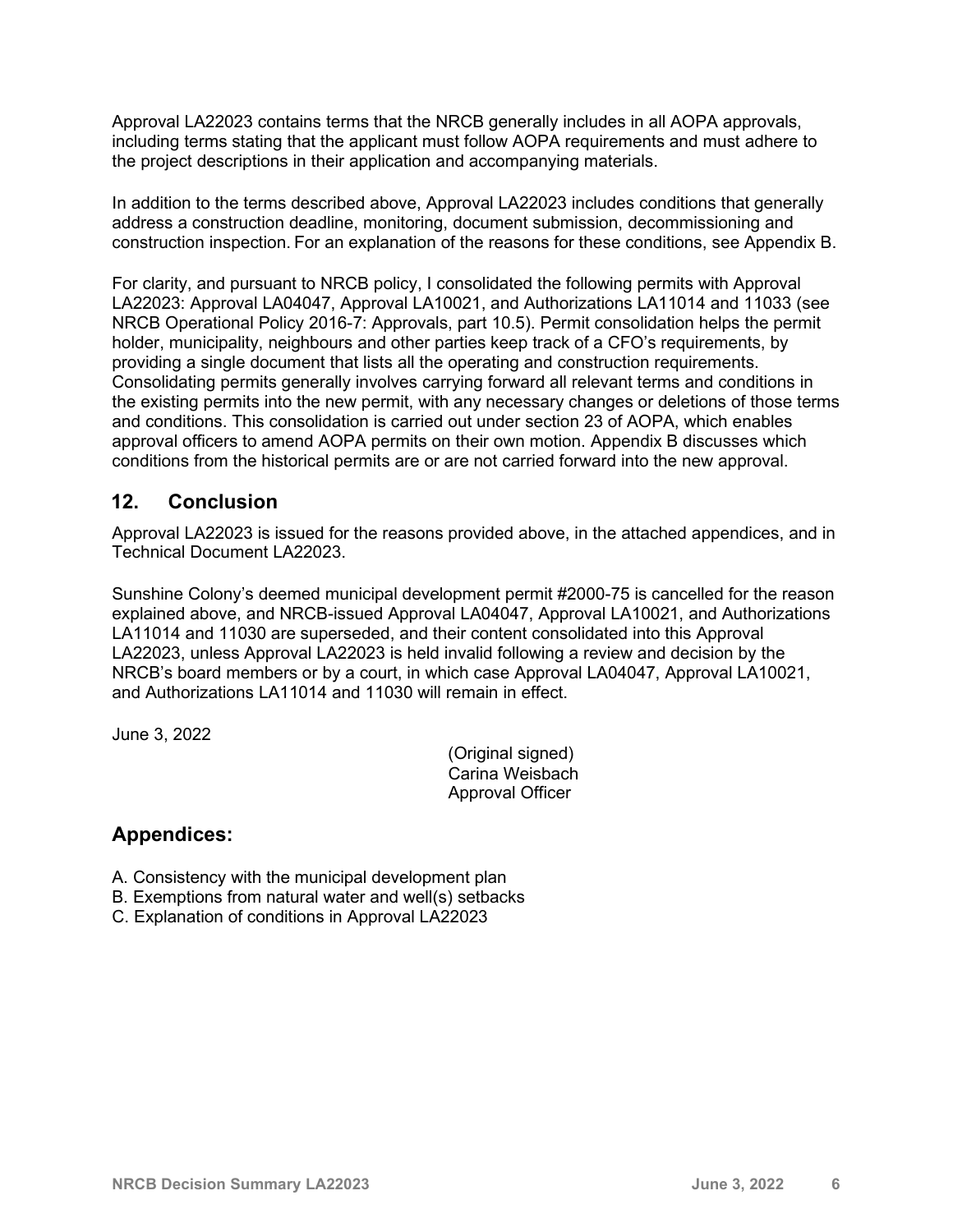Approval LA22023 contains terms that the NRCB generally includes in all AOPA approvals, including terms stating that the applicant must follow AOPA requirements and must adhere to the project descriptions in their application and accompanying materials.

In addition to the terms described above, Approval LA22023 includes conditions that generally address a construction deadline, monitoring, document submission, decommissioning and construction inspection. For an explanation of the reasons for these conditions, see Appendix B.

For clarity, and pursuant to NRCB policy, I consolidated the following permits with Approval LA22023: Approval LA04047, Approval LA10021, and Authorizations LA11014 and 11033 (see NRCB Operational Policy 2016-7: Approvals, part 10.5). Permit consolidation helps the permit holder, municipality, neighbours and other parties keep track of a CFO's requirements, by providing a single document that lists all the operating and construction requirements. Consolidating permits generally involves carrying forward all relevant terms and conditions in the existing permits into the new permit, with any necessary changes or deletions of those terms and conditions. This consolidation is carried out under section 23 of AOPA, which enables approval officers to amend AOPA permits on their own motion. Appendix B discusses which conditions from the historical permits are or are not carried forward into the new approval.

## 12. Conclusion

Approval LA22023 is issued for the reasons provided above, in the attached appendices, and in Technical Document LA22023.

Sunshine Colony's deemed municipal development permit #2000-75 is cancelled for the reason explained above, and NRCB-issued Approval LA04047, Approval LA10021, and Authorizations LA11014 and 11030 are superseded, and their content consolidated into this Approval LA22023, unless Approval LA22023 is held invalid following a review and decision by the NRCB's board members or by a court, in which case Approval LA04047, Approval LA10021, and Authorizations LA11014 and 11030 will remain in effect.

June 3, 2022

(Original signed)
Carina Weisbach
Approval Officer

## Appendices:

A. Consistency with the municipal development plan
B. Exemptions from natural water and well(s) setbacks
C. Explanation of conditions in Approval LA22023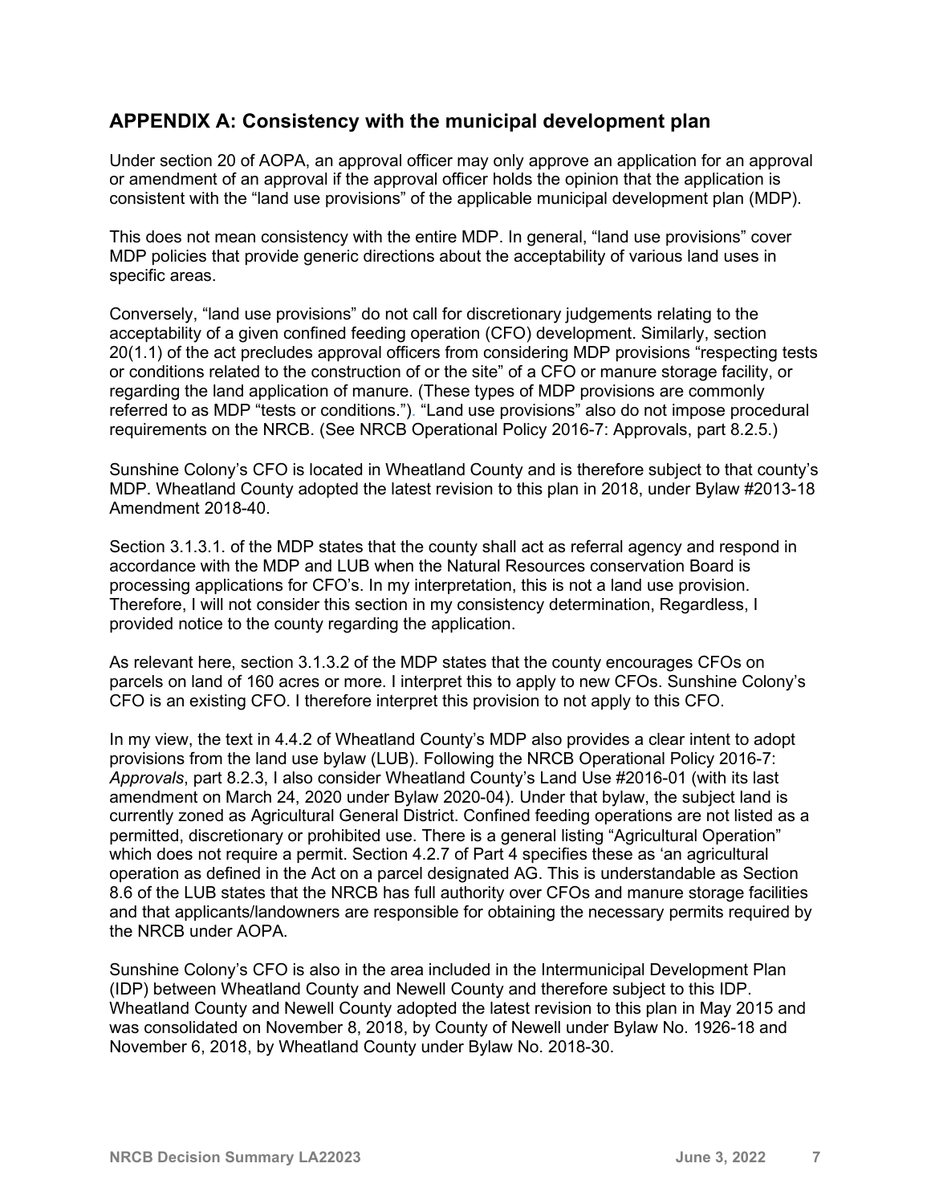## APPENDIX A: Consistency with the municipal development plan

Under section 20 of AOPA, an approval officer may only approve an application for an approval or amendment of an approval if the approval officer holds the opinion that the application is consistent with the "land use provisions" of the applicable municipal development plan (MDP).

This does not mean consistency with the entire MDP. In general, "land use provisions" cover MDP policies that provide generic directions about the acceptability of various land uses in specific areas.

Conversely, "land use provisions" do not call for discretionary judgements relating to the acceptability of a given confined feeding operation (CFO) development. Similarly, section 20(1.1) of the act precludes approval officers from considering MDP provisions "respecting tests or conditions related to the construction of or the site" of a CFO or manure storage facility, or regarding the land application of manure. (These types of MDP provisions are commonly referred to as MDP "tests or conditions."). "Land use provisions" also do not impose procedural requirements on the NRCB. (See NRCB Operational Policy 2016-7: Approvals, part 8.2.5.)

Sunshine Colony's CFO is located in Wheatland County and is therefore subject to that county's MDP. Wheatland County adopted the latest revision to this plan in 2018, under Bylaw #2013-18 Amendment 2018-40.

Section 3.1.3.1. of the MDP states that the county shall act as referral agency and respond in accordance with the MDP and LUB when the Natural Resources conservation Board is processing applications for CFO's. In my interpretation, this is not a land use provision. Therefore, I will not consider this section in my consistency determination, Regardless, I provided notice to the county regarding the application.

As relevant here, section 3.1.3.2 of the MDP states that the county encourages CFOs on parcels on land of 160 acres or more. I interpret this to apply to new CFOs. Sunshine Colony's CFO is an existing CFO. I therefore interpret this provision to not apply to this CFO.

In my view, the text in 4.4.2 of Wheatland County's MDP also provides a clear intent to adopt provisions from the land use bylaw (LUB). Following the NRCB Operational Policy 2016-7: *Approvals*, part 8.2.3, I also consider Wheatland County's Land Use #2016-01 (with its last amendment on March 24, 2020 under Bylaw 2020-04). Under that bylaw, the subject land is currently zoned as Agricultural General District. Confined feeding operations are not listed as a permitted, discretionary or prohibited use. There is a general listing "Agricultural Operation" which does not require a permit. Section 4.2.7 of Part 4 specifies these as 'an agricultural operation as defined in the Act on a parcel designated AG. This is understandable as Section 8.6 of the LUB states that the NRCB has full authority over CFOs and manure storage facilities and that applicants/landowners are responsible for obtaining the necessary permits required by the NRCB under AOPA.

Sunshine Colony's CFO is also in the area included in the Intermunicipal Development Plan (IDP) between Wheatland County and Newell County and therefore subject to this IDP. Wheatland County and Newell County adopted the latest revision to this plan in May 2015 and was consolidated on November 8, 2018, by County of Newell under Bylaw No. 1926-18 and November 6, 2018, by Wheatland County under Bylaw No. 2018-30.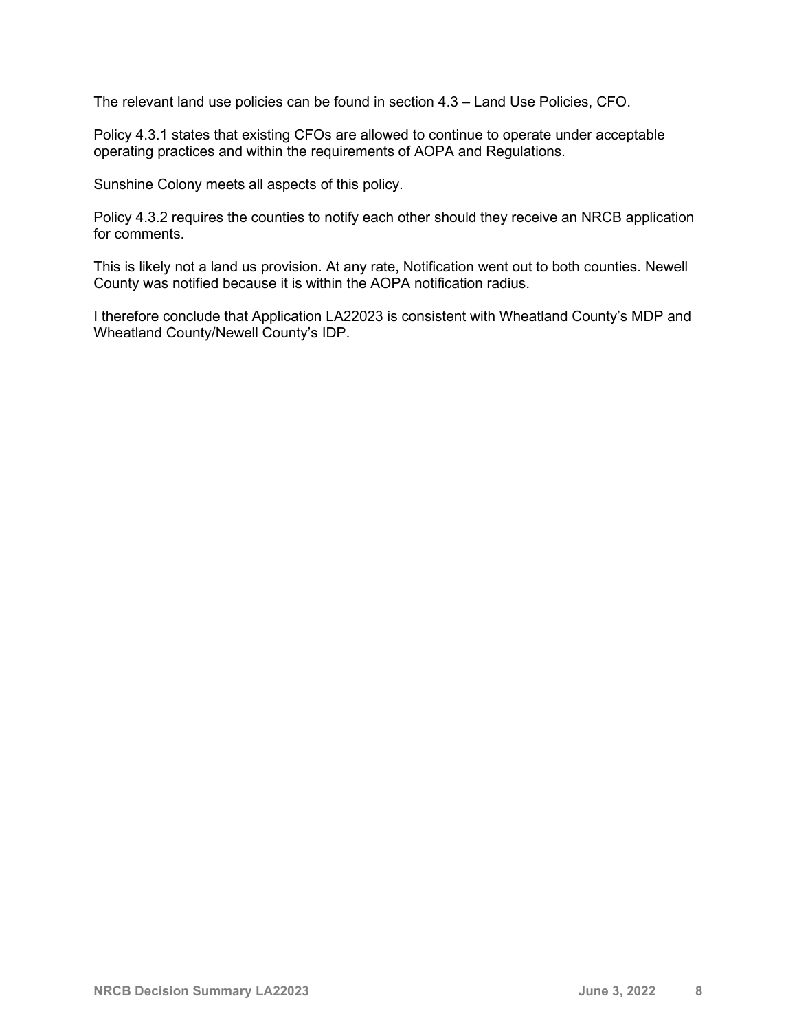The relevant land use policies can be found in section 4.3 – Land Use Policies, CFO.

Policy 4.3.1 states that existing CFOs are allowed to continue to operate under acceptable operating practices and within the requirements of AOPA and Regulations.

Sunshine Colony meets all aspects of this policy.

Policy 4.3.2 requires the counties to notify each other should they receive an NRCB application for comments.

This is likely not a land us provision. At any rate, Notification went out to both counties. Newell County was notified because it is within the AOPA notification radius.

I therefore conclude that Application LA22023 is consistent with Wheatland County's MDP and Wheatland County/Newell County's IDP.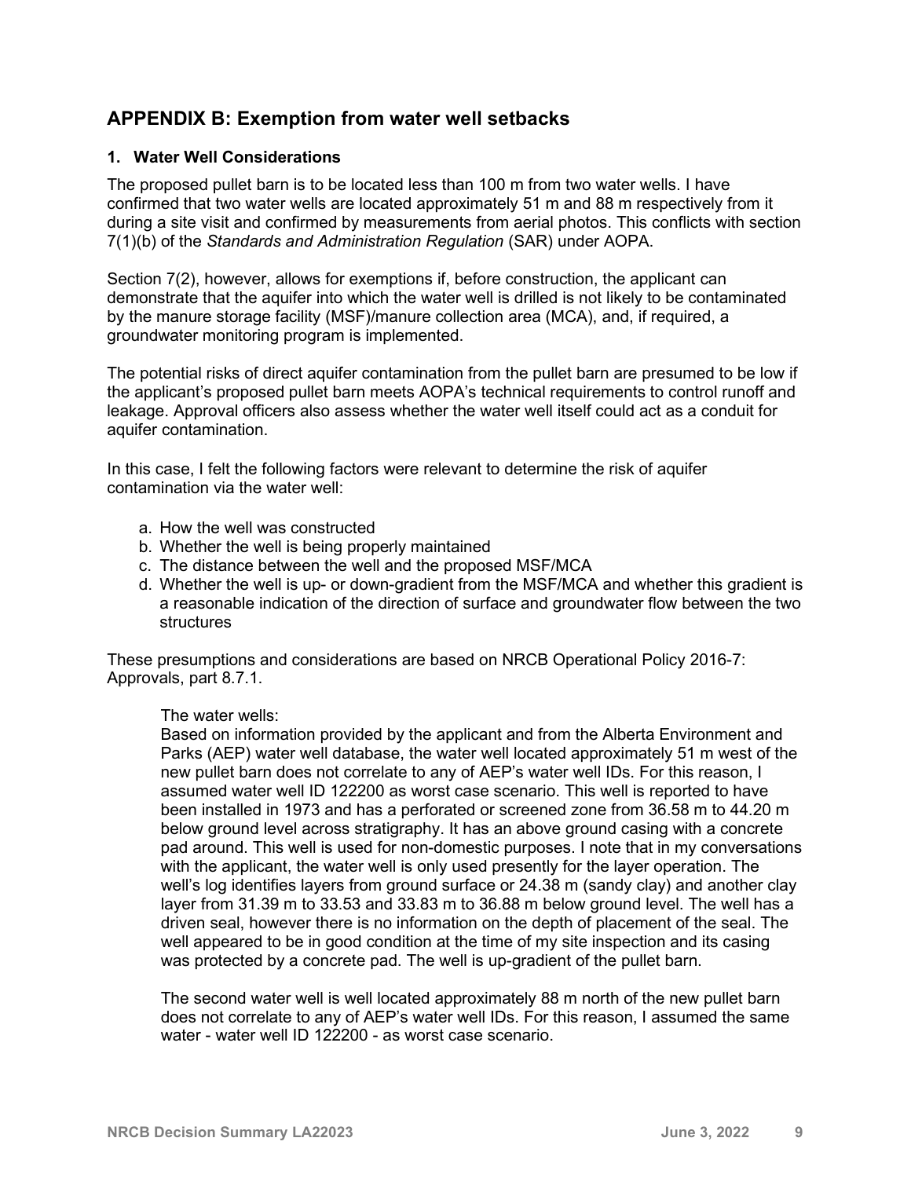## APPENDIX B: Exemption from water well setbacks

### 1. Water Well Considerations

The proposed pullet barn is to be located less than 100 m from two water wells. I have confirmed that two water wells are located approximately 51 m and 88 m respectively from it during a site visit and confirmed by measurements from aerial photos. This conflicts with section 7(1)(b) of the *Standards and Administration Regulation* (SAR) under AOPA.

Section 7(2), however, allows for exemptions if, before construction, the applicant can demonstrate that the aquifer into which the water well is drilled is not likely to be contaminated by the manure storage facility (MSF)/manure collection area (MCA), and, if required, a groundwater monitoring program is implemented.

The potential risks of direct aquifer contamination from the pullet barn are presumed to be low if the applicant's proposed pullet barn meets AOPA's technical requirements to control runoff and leakage. Approval officers also assess whether the water well itself could act as a conduit for aquifer contamination.

In this case, I felt the following factors were relevant to determine the risk of aquifer contamination via the water well:

a. How the well was constructed
b. Whether the well is being properly maintained
c. The distance between the well and the proposed MSF/MCA
d. Whether the well is up- or down-gradient from the MSF/MCA and whether this gradient is a reasonable indication of the direction of surface and groundwater flow between the two structures

These presumptions and considerations are based on NRCB Operational Policy 2016-7: Approvals, part 8.7.1.

The water wells:
Based on information provided by the applicant and from the Alberta Environment and Parks (AEP) water well database, the water well located approximately 51 m west of the new pullet barn does not correlate to any of AEP's water well IDs. For this reason, I assumed water well ID 122200 as worst case scenario. This well is reported to have been installed in 1973 and has a perforated or screened zone from 36.58 m to 44.20 m below ground level across stratigraphy. It has an above ground casing with a concrete pad around. This well is used for non-domestic purposes. I note that in my conversations with the applicant, the water well is only used presently for the layer operation. The well's log identifies layers from ground surface or 24.38 m (sandy clay) and another clay layer from 31.39 m to 33.53 and 33.83 m to 36.88 m below ground level. The well has a driven seal, however there is no information on the depth of placement of the seal. The well appeared to be in good condition at the time of my site inspection and its casing was protected by a concrete pad. The well is up-gradient of the pullet barn.

The second water well is well located approximately 88 m north of the new pullet barn does not correlate to any of AEP's water well IDs. For this reason, I assumed the same water - water well ID 122200 - as worst case scenario.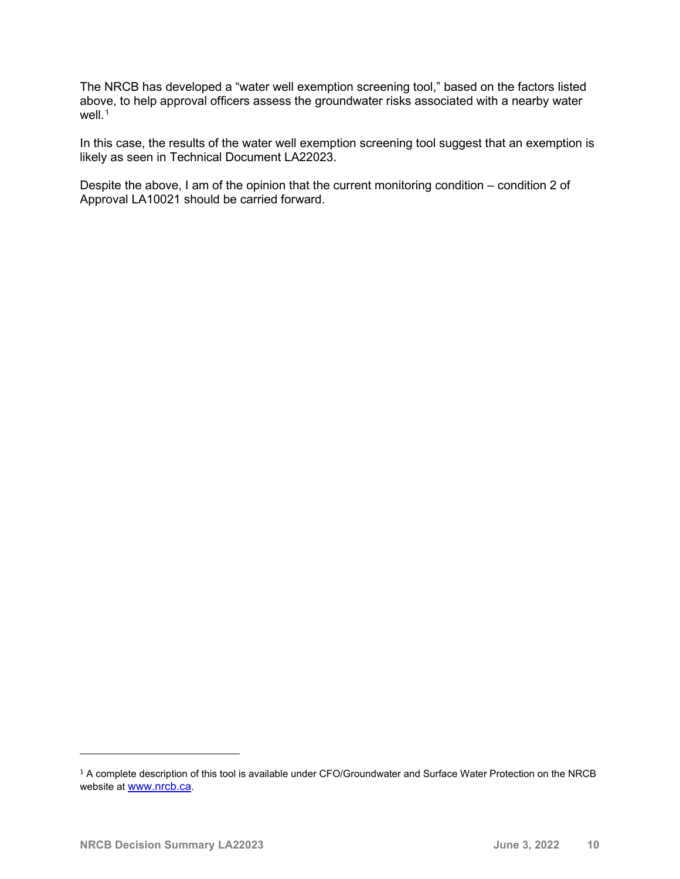The NRCB has developed a "water well exemption screening tool," based on the factors listed above, to help approval officers assess the groundwater risks associated with a nearby water well.[1]

In this case, the results of the water well exemption screening tool suggest that an exemption is likely as seen in Technical Document LA22023.

Despite the above, I am of the opinion that the current monitoring condition – condition 2 of Approval LA10021 should be carried forward.

---

[1] A complete description of this tool is available under CFO/Groundwater and Surface Water Protection on the NRCB website at [www.nrcb.ca](http://www.nrcb.ca).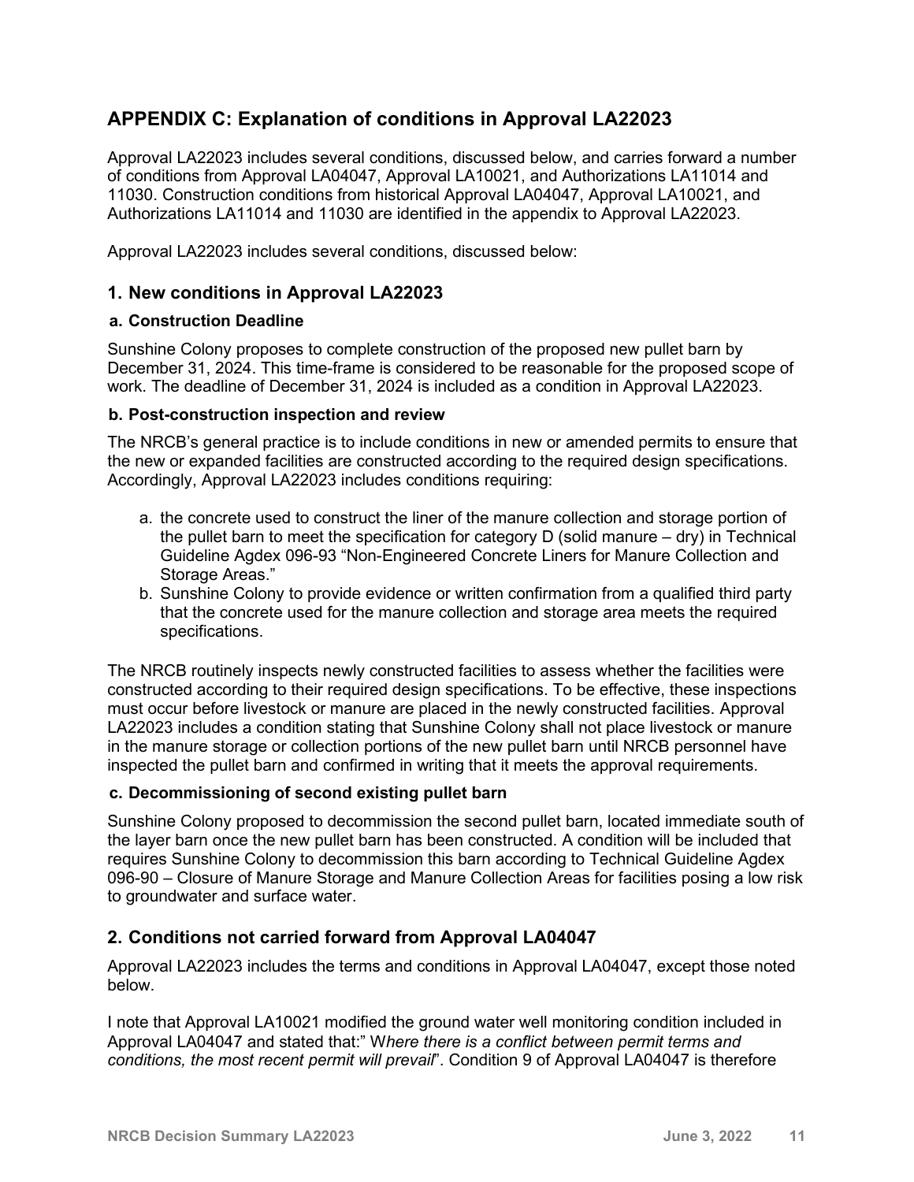## APPENDIX C: Explanation of conditions in Approval LA22023

Approval LA22023 includes several conditions, discussed below, and carries forward a number of conditions from Approval LA04047, Approval LA10021, and Authorizations LA11014 and 11030. Construction conditions from historical Approval LA04047, Approval LA10021, and Authorizations LA11014 and 11030 are identified in the appendix to Approval LA22023.

Approval LA22023 includes several conditions, discussed below:

### 1. New conditions in Approval LA22023

#### a. Construction Deadline

Sunshine Colony proposes to complete construction of the proposed new pullet barn by December 31, 2024. This time-frame is considered to be reasonable for the proposed scope of work. The deadline of December 31, 2024 is included as a condition in Approval LA22023.

#### b. Post-construction inspection and review

The NRCB's general practice is to include conditions in new or amended permits to ensure that the new or expanded facilities are constructed according to the required design specifications. Accordingly, Approval LA22023 includes conditions requiring:

a. the concrete used to construct the liner of the manure collection and storage portion of the pullet barn to meet the specification for category D (solid manure – dry) in Technical Guideline Agdex 096-93 "Non-Engineered Concrete Liners for Manure Collection and Storage Areas."
b. Sunshine Colony to provide evidence or written confirmation from a qualified third party that the concrete used for the manure collection and storage area meets the required specifications.

The NRCB routinely inspects newly constructed facilities to assess whether the facilities were constructed according to their required design specifications. To be effective, these inspections must occur before livestock or manure are placed in the newly constructed facilities. Approval LA22023 includes a condition stating that Sunshine Colony shall not place livestock or manure in the manure storage or collection portions of the new pullet barn until NRCB personnel have inspected the pullet barn and confirmed in writing that it meets the approval requirements.

#### c. Decommissioning of second existing pullet barn

Sunshine Colony proposed to decommission the second pullet barn, located immediate south of the layer barn once the new pullet barn has been constructed. A condition will be included that requires Sunshine Colony to decommission this barn according to Technical Guideline Agdex 096-90 – Closure of Manure Storage and Manure Collection Areas for facilities posing a low risk to groundwater and surface water.

### 2. Conditions not carried forward from Approval LA04047

Approval LA22023 includes the terms and conditions in Approval LA04047, except those noted below.

I note that Approval LA10021 modified the ground water well monitoring condition included in Approval LA04047 and stated that:" W*here there is a conflict between permit terms and conditions, the most recent permit will prevail*". Condition 9 of Approval LA04047 is therefore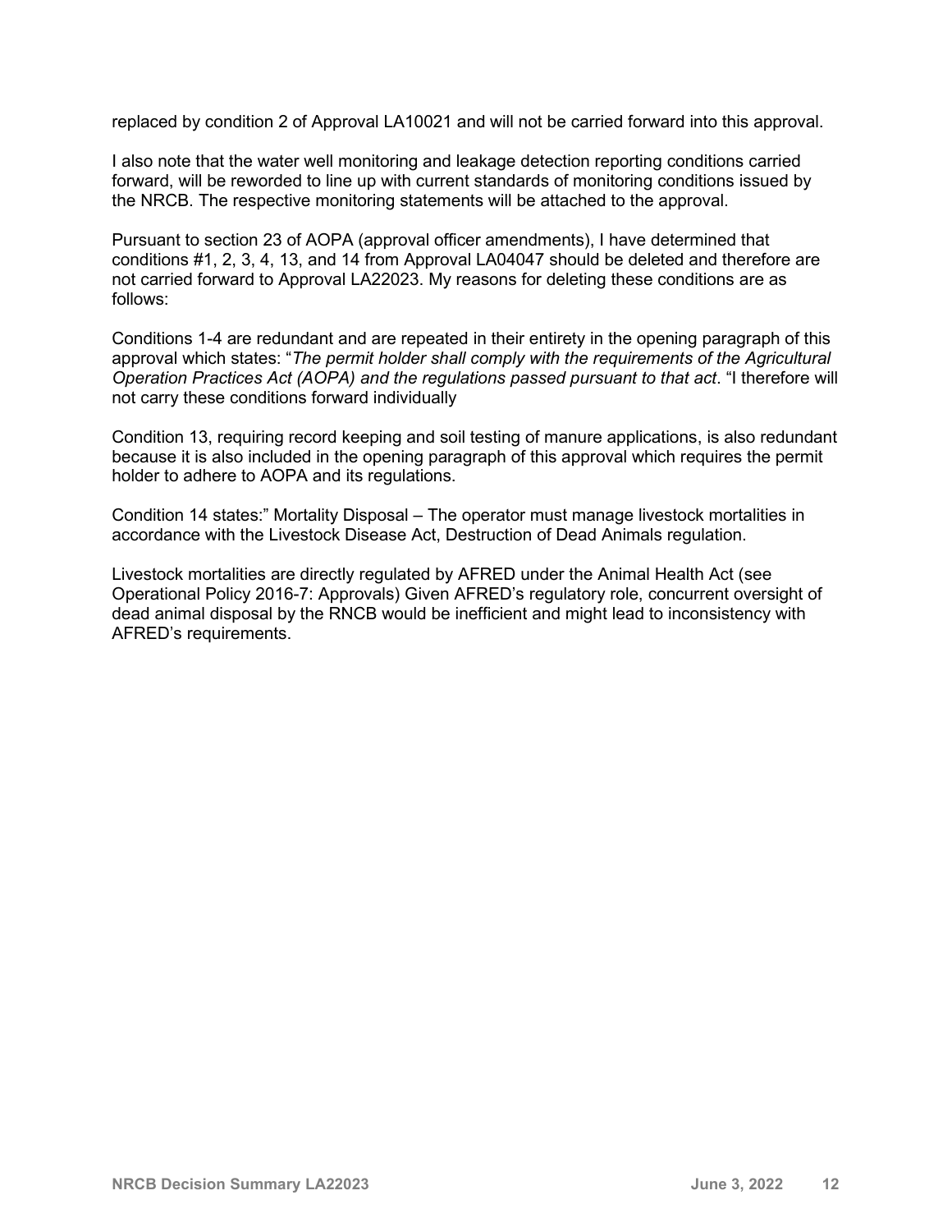replaced by condition 2 of Approval LA10021 and will not be carried forward into this approval.

I also note that the water well monitoring and leakage detection reporting conditions carried forward, will be reworded to line up with current standards of monitoring conditions issued by the NRCB. The respective monitoring statements will be attached to the approval.

Pursuant to section 23 of AOPA (approval officer amendments), I have determined that conditions #1, 2, 3, 4, 13, and 14 from Approval LA04047 should be deleted and therefore are not carried forward to Approval LA22023. My reasons for deleting these conditions are as follows:

Conditions 1-4 are redundant and are repeated in their entirety in the opening paragraph of this approval which states: "*The permit holder shall comply with the requirements of the Agricultural Operation Practices Act (AOPA) and the regulations passed pursuant to that act*. "I therefore will not carry these conditions forward individually

Condition 13, requiring record keeping and soil testing of manure applications, is also redundant because it is also included in the opening paragraph of this approval which requires the permit holder to adhere to AOPA and its regulations.

Condition 14 states:" Mortality Disposal – The operator must manage livestock mortalities in accordance with the Livestock Disease Act, Destruction of Dead Animals regulation.

Livestock mortalities are directly regulated by AFRED under the Animal Health Act (see Operational Policy 2016-7: Approvals) Given AFRED's regulatory role, concurrent oversight of dead animal disposal by the RNCB would be inefficient and might lead to inconsistency with AFRED's requirements.